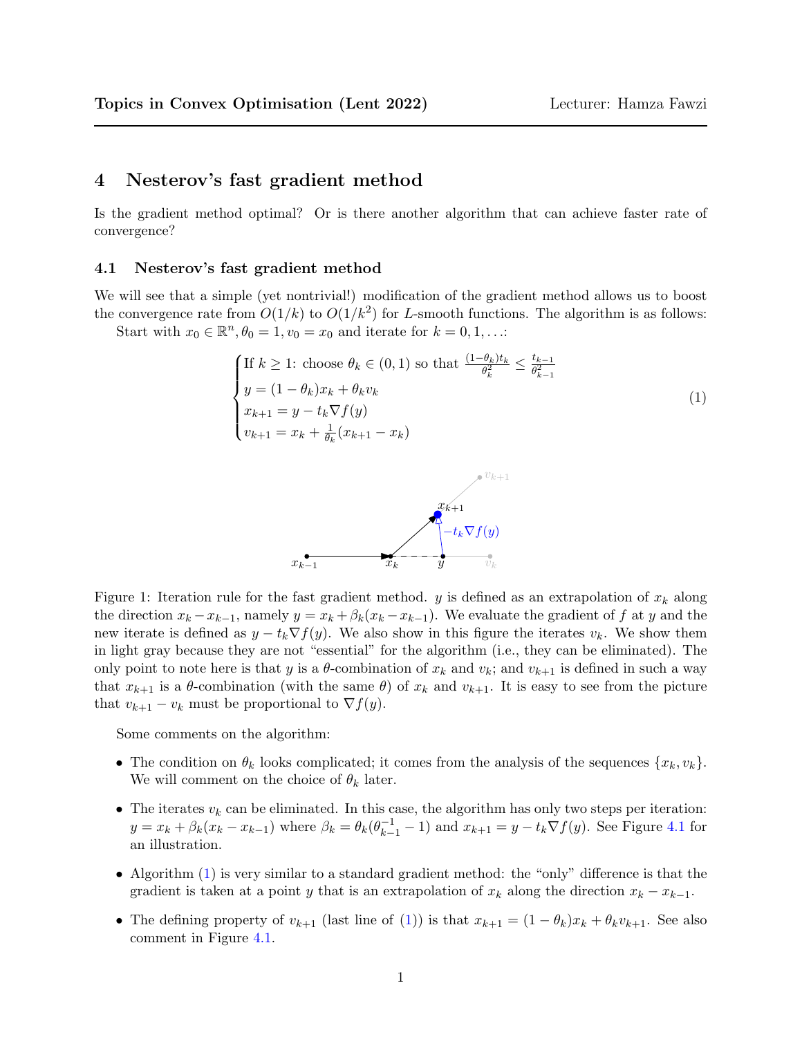# 4 Nesterov's fast gradient method

Is the gradient method optimal? Or is there another algorithm that can achieve faster rate of convergence?

## 4.1 Nesterov's fast gradient method

We will see that a simple (yet nontrivial!) modification of the gradient method allows us to boost the convergence rate from $O(1/k)$ to $O(1/k^2)$ for $L$-smooth functions. The algorithm is as follows:

Start with $x_0 \in \mathbb{R}^n, \theta_0 = 1, v_0 = x_0$ and iterate for $k = 0, 1, \ldots$:

$$
\begin{cases}
\text{If } k \geq 1\text{: choose } \theta_k \in (0,1) \text{ so that } \frac{(1-\theta_k)t_k}{\theta_k^2} \leq \frac{t_{k-1}}{\theta_{k-1}^2} \\
y = (1-\theta_k)x_k + \theta_k v_k \\
x_{k+1} = y - t_k \nabla f(y) \\
v_{k+1} = x_k + \frac{1}{\theta_k}(x_{k+1} - x_k)
\end{cases}
\tag{1}
$$

Figure 1: Iteration rule for the fast gradient method. $y$ is defined as an extrapolation of $x_k$ along the direction $x_k - x_{k-1}$, namely $y = x_k + \beta_k(x_k - x_{k-1})$. We evaluate the gradient of $f$ at $y$ and the new iterate is defined as $y - t_k \nabla f(y)$. We also show in this figure the iterates $v_k$. We show them in light gray because they are not "essential" for the algorithm (i.e., they can be eliminated). The only point to note here is that $y$ is a $\theta$-combination of $x_k$ and $v_k$; and $v_{k+1}$ is defined in such a way that $x_{k+1}$ is a $\theta$-combination (with the same $\theta$) of $x_k$ and $v_{k+1}$. It is easy to see from the picture that $v_{k+1} - v_k$ must be proportional to $\nabla f(y)$.

Some comments on the algorithm:

- The condition on $\theta_k$ looks complicated; it comes from the analysis of the sequences $\{x_k, v_k\}$. We will comment on the choice of $\theta_k$ later.
- The iterates $v_k$ can be eliminated. In this case, the algorithm has only two steps per iteration: $y = x_k + \beta_k(x_k - x_{k-1})$ where $\beta_k = \theta_k(\theta_{k-1}^{-1} - 1)$ and $x_{k+1} = y - t_k \nabla f(y)$. See Figure 4.1 for an illustration.
- Algorithm (1) is very similar to a standard gradient method: the "only" difference is that the gradient is taken at a point $y$ that is an extrapolation of $x_k$ along the direction $x_k - x_{k-1}$.
- The defining property of $v_{k+1}$ (last line of (1)) is that $x_{k+1} = (1-\theta_k)x_k + \theta_k v_{k+1}$. See also comment in Figure 4.1.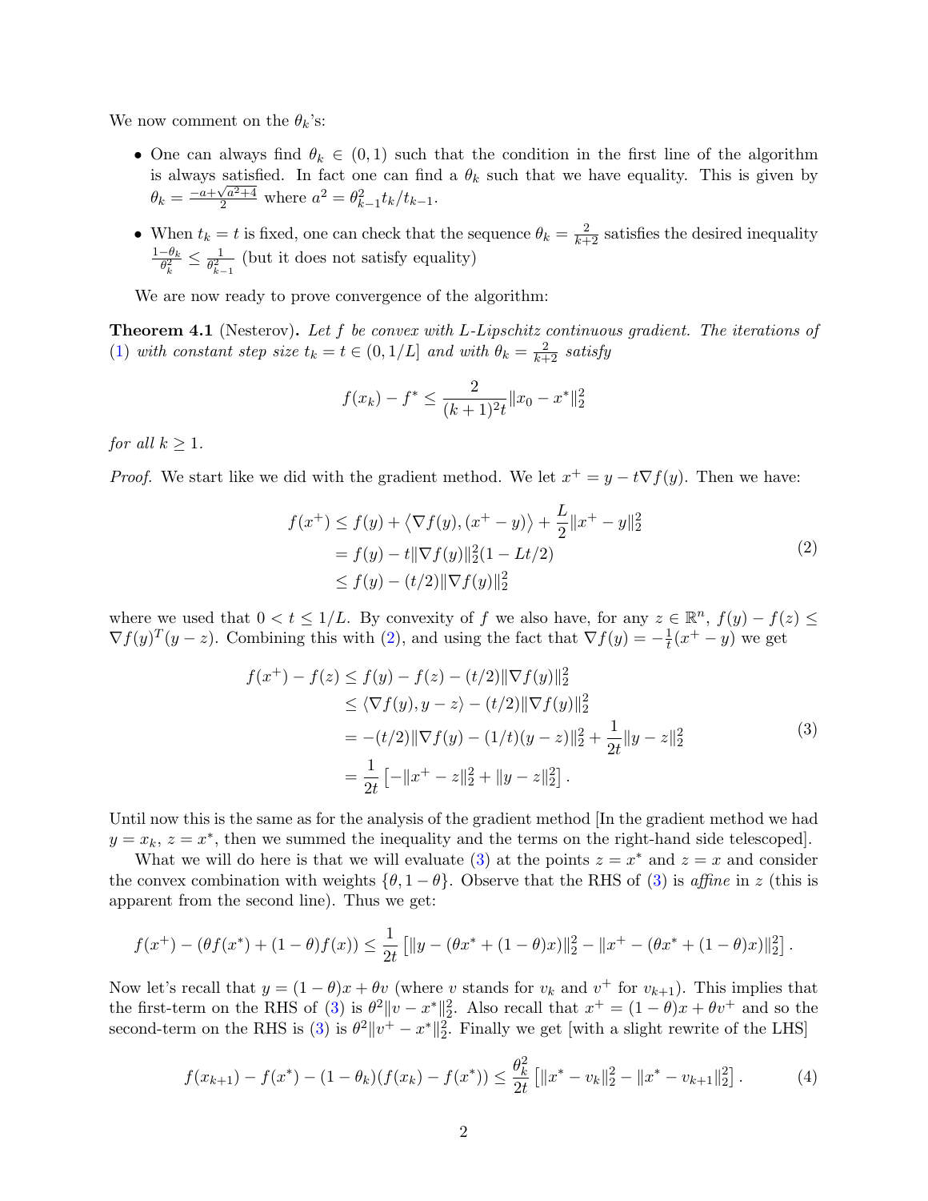We now comment on the $\theta_k$'s:

- One can always find $\theta_k \in (0,1)$ such that the condition in the first line of the algorithm is always satisfied. In fact one can find a $\theta_k$ such that we have equality. This is given by $\theta_k = \frac{-a+\sqrt{a^2+4}}{2}$ where $a^2 = \theta_{k-1}^2 t_k / t_{k-1}$.
- When $t_k = t$ is fixed, one can check that the sequence $\theta_k = \frac{2}{k+2}$ satisfies the desired inequality $\frac{1-\theta_k}{\theta_k^2} \leq \frac{1}{\theta_{k-1}^2}$ (but it does not satisfy equality)

We are now ready to prove convergence of the algorithm:

**Theorem 4.1** (Nesterov)**.** *Let $f$ be convex with $L$-Lipschitz continuous gradient. The iterations of (1) with constant step size $t_k = t \in (0, 1/L]$ and with $\theta_k = \frac{2}{k+2}$ satisfy*

$$f(x_k) - f^* \leq \frac{2}{(k+1)^2 t}\|x_0 - x^*\|_2^2$$

*for all $k \geq 1$.*

*Proof.* We start like we did with the gradient method. We let $x^+ = y - t\nabla f(y)$. Then we have:

$$\begin{aligned} f(x^+) &\leq f(y) + \langle \nabla f(y), (x^+ - y)\rangle + \frac{L}{2}\|x^+ - y\|_2^2 \\ &= f(y) - t\|\nabla f(y)\|_2^2(1 - Lt/2) \\ &\leq f(y) - (t/2)\|\nabla f(y)\|_2^2 \end{aligned} \tag{2}$$

where we used that $0 < t \leq 1/L$. By convexity of $f$ we also have, for any $z \in \mathbb{R}^n$, $f(y) - f(z) \leq \nabla f(y)^T (y - z)$. Combining this with (2), and using the fact that $\nabla f(y) = -\frac{1}{t}(x^+ - y)$ we get

$$\begin{aligned} f(x^+) - f(z) &\leq f(y) - f(z) - (t/2)\|\nabla f(y)\|_2^2 \\ &\leq \langle \nabla f(y), y - z\rangle - (t/2)\|\nabla f(y)\|_2^2 \\ &= -(t/2)\|\nabla f(y) - (1/t)(y - z)\|_2^2 + \frac{1}{2t}\|y - z\|_2^2 \\ &= \frac{1}{2t}\left[-\|x^+ - z\|_2^2 + \|y - z\|_2^2\right]. \end{aligned} \tag{3}$$

Until now this is the same as for the analysis of the gradient method [In the gradient method we had $y = x_k$, $z = x^*$, then we summed the inequality and the terms on the right-hand side telescoped].

What we will do here is that we will evaluate (3) at the points $z = x^*$ and $z = x$ and consider the convex combination with weights $\{\theta, 1 - \theta\}$. Observe that the RHS of (3) is *affine* in $z$ (this is apparent from the second line). Thus we get:

$$f(x^+) - (\theta f(x^*) + (1-\theta) f(x)) \leq \frac{1}{2t}\left[\|y - (\theta x^* + (1-\theta)x)\|_2^2 - \|x^+ - (\theta x^* + (1-\theta)x)\|_2^2\right].$$

Now let's recall that $y = (1-\theta)x + \theta v$ (where $v$ stands for $v_k$ and $v^+$ for $v_{k+1}$). This implies that the first-term on the RHS of (3) is $\theta^2\|v - x^*\|_2^2$. Also recall that $x^+ = (1-\theta)x + \theta v^+$ and so the second-term on the RHS is (3) is $\theta^2\|v^+ - x^*\|_2^2$. Finally we get [with a slight rewrite of the LHS]

$$f(x_{k+1}) - f(x^*) - (1-\theta_k)(f(x_k) - f(x^*)) \leq \frac{\theta_k^2}{2t}\left[\|x^* - v_k\|_2^2 - \|x^* - v_{k+1}\|_2^2\right]. \tag{4}$$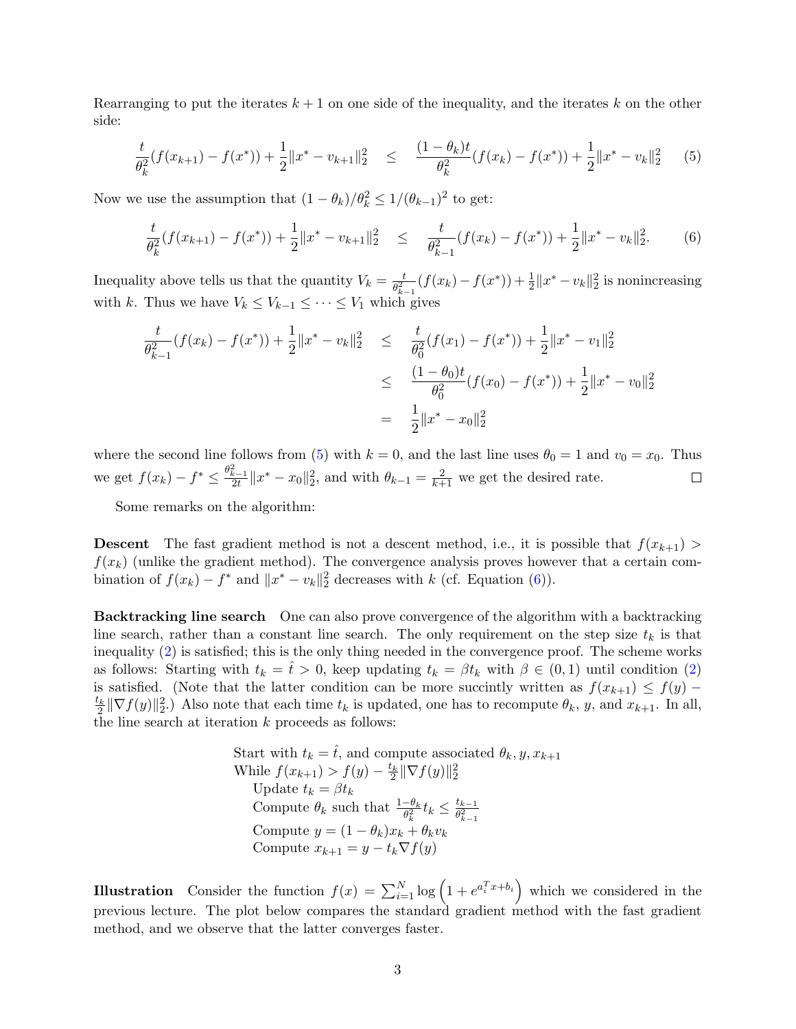Rearranging to put the iterates $k+1$ on one side of the inequality, and the iterates $k$ on the other side:

$$\frac{t}{\theta_k^2}(f(x_{k+1}) - f(x^*)) + \frac{1}{2}\|x^* - v_{k+1}\|_2^2 \quad \leq \quad \frac{(1-\theta_k)t}{\theta_k^2}(f(x_k) - f(x^*)) + \frac{1}{2}\|x^* - v_k\|_2^2 \qquad (5)$$

Now we use the assumption that $(1-\theta_k)/\theta_k^2 \leq 1/(\theta_{k-1})^2$ to get:

$$\frac{t}{\theta_k^2}(f(x_{k+1}) - f(x^*)) + \frac{1}{2}\|x^* - v_{k+1}\|_2^2 \quad \leq \quad \frac{t}{\theta_{k-1}^2}(f(x_k) - f(x^*)) + \frac{1}{2}\|x^* - v_k\|_2^2. \qquad (6)$$

Inequality above tells us that the quantity $V_k = \frac{t}{\theta_{k-1}^2}(f(x_k) - f(x^*)) + \frac{1}{2}\|x^* - v_k\|_2^2$ is nonincreasing with $k$. Thus we have $V_k \leq V_{k-1} \leq \cdots \leq V_1$ which gives

$$\begin{aligned}
\frac{t}{\theta_{k-1}^2}(f(x_k) - f(x^*)) + \frac{1}{2}\|x^* - v_k\|_2^2 \quad &\leq \quad \frac{t}{\theta_0^2}(f(x_1) - f(x^*)) + \frac{1}{2}\|x^* - v_1\|_2^2 \\
&\leq \quad \frac{(1-\theta_0)t}{\theta_0^2}(f(x_0) - f(x^*)) + \frac{1}{2}\|x^* - v_0\|_2^2 \\
&= \quad \frac{1}{2}\|x^* - x_0\|_2^2
\end{aligned}$$

where the second line follows from (5) with $k=0$, and the last line uses $\theta_0 = 1$ and $v_0 = x_0$. Thus we get $f(x_k) - f^* \leq \frac{\theta_{k-1}^2}{2t}\|x^* - x_0\|_2^2$, and with $\theta_{k-1} = \frac{2}{k+1}$ we get the desired rate. ☐

Some remarks on the algorithm:

**Descent** The fast gradient method is not a descent method, i.e., it is possible that $f(x_{k+1}) > f(x_k)$ (unlike the gradient method). The convergence analysis proves however that a certain combination of $f(x_k) - f^*$ and $\|x^* - v_k\|_2^2$ decreases with $k$ (cf. Equation (6)).

**Backtracking line search** One can also prove convergence of the algorithm with a backtracking line search, rather than a constant line search. The only requirement on the step size $t_k$ is that inequality (2) is satisfied; this is the only thing needed in the convergence proof. The scheme works as follows: Starting with $t_k = \hat{t} > 0$, keep updating $t_k = \beta t_k$ with $\beta \in (0,1)$ until condition (2) is satisfied. (Note that the latter condition can be more succinctly written as $f(x_{k+1}) \leq f(y) - \frac{t_k}{2}\|\nabla f(y)\|_2^2$.) Also note that each time $t_k$ is updated, one has to recompute $\theta_k$, $y$, and $x_{k+1}$. In all, the line search at iteration $k$ proceeds as follows:

Start with $t_k = \hat{t}$, and compute associated $\theta_k, y, x_{k+1}$
While $f(x_{k+1}) > f(y) - \frac{t_k}{2}\|\nabla f(y)\|_2^2$
  Update $t_k = \beta t_k$
  Compute $\theta_k$ such that $\frac{1-\theta_k}{\theta_k^2} t_k \leq \frac{t_{k-1}}{\theta_{k-1}^2}$
  Compute $y = (1-\theta_k)x_k + \theta_k v_k$
  Compute $x_{k+1} = y - t_k \nabla f(y)$

**Illustration** Consider the function $f(x) = \sum_{i=1}^N \log\left(1 + e^{a_i^T x + b_i}\right)$ which we considered in the previous lecture. The plot below compares the standard gradient method with the fast gradient method, and we observe that the latter converges faster.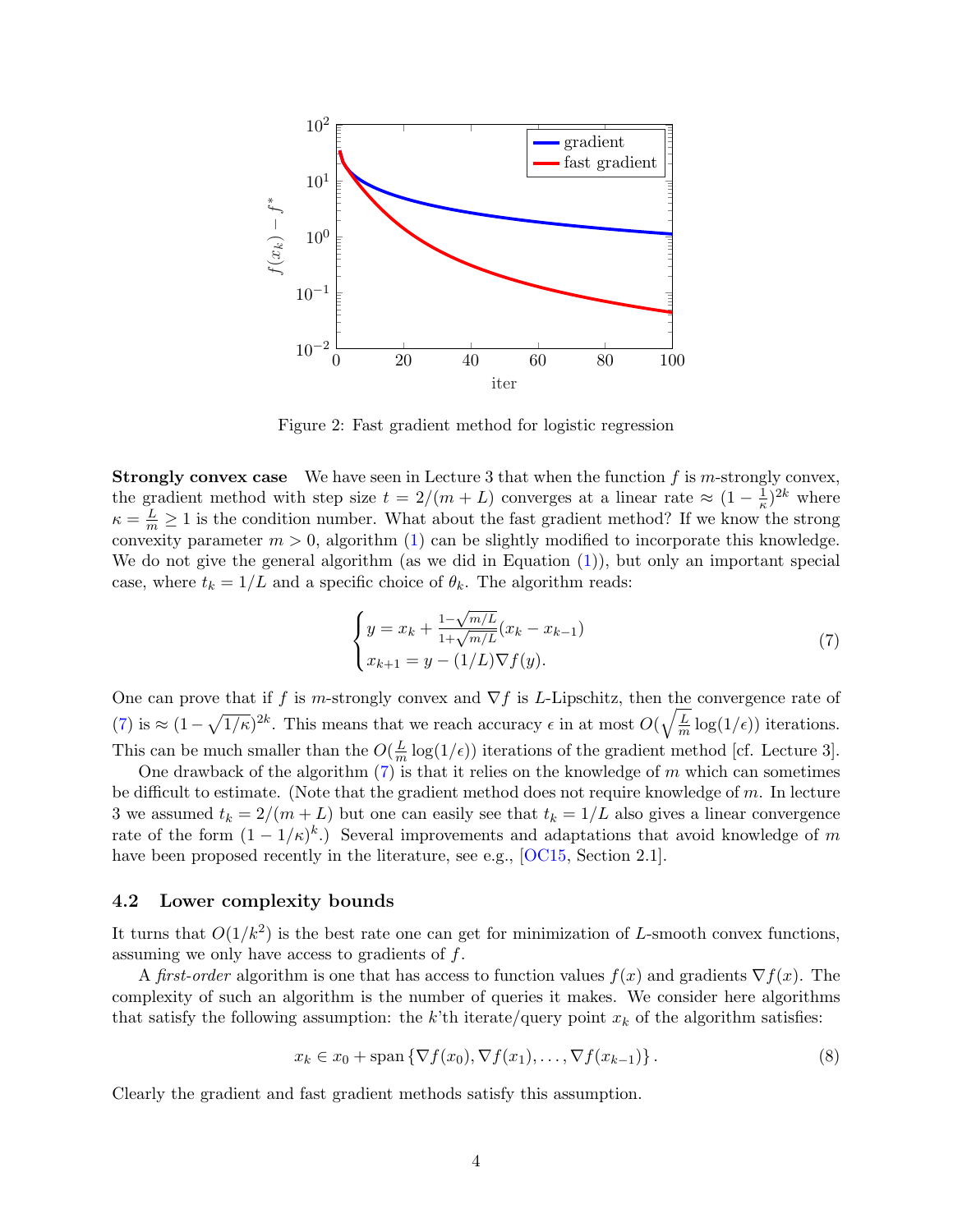Figure 2: Fast gradient method for logistic regression

**Strongly convex case** We have seen in Lecture 3 that when the function $f$ is $m$-strongly convex, the gradient method with step size $t = 2/(m+L)$ converges at a linear rate $\approx (1 - \frac{1}{\kappa})^{2k}$ where $\kappa = \frac{L}{m} \geq 1$ is the condition number. What about the fast gradient method? If we know the strong convexity parameter $m > 0$, algorithm (1) can be slightly modified to incorporate this knowledge. We do not give the general algorithm (as we did in Equation (1)), but only an important special case, where $t_k = 1/L$ and a specific choice of $\theta_k$. The algorithm reads:

$$\begin{cases} y = x_k + \frac{1-\sqrt{m/L}}{1+\sqrt{m/L}}(x_k - x_{k-1}) \\ x_{k+1} = y - (1/L)\nabla f(y). \end{cases} \tag{7}$$

One can prove that if $f$ is $m$-strongly convex and $\nabla f$ is $L$-Lipschitz, then the convergence rate of (7) is $\approx (1 - \sqrt{1/\kappa})^{2k}$. This means that we reach accuracy $\epsilon$ in at most $O(\sqrt{\frac{L}{m}} \log(1/\epsilon))$ iterations. This can be much smaller than the $O(\frac{L}{m}\log(1/\epsilon))$ iterations of the gradient method [cf. Lecture 3].

One drawback of the algorithm (7) is that it relies on the knowledge of $m$ which can sometimes be difficult to estimate. (Note that the gradient method does not require knowledge of $m$. In lecture 3 we assumed $t_k = 2/(m+L)$ but one can easily see that $t_k = 1/L$ also gives a linear convergence rate of the form $(1 - 1/\kappa)^k$.) Several improvements and adaptations that avoid knowledge of $m$ have been proposed recently in the literature, see e.g., [OC15, Section 2.1].

### 4.2 Lower complexity bounds

It turns that $O(1/k^2)$ is the best rate one can get for minimization of $L$-smooth convex functions, assuming we only have access to gradients of $f$.

A *first-order* algorithm is one that has access to function values $f(x)$ and gradients $\nabla f(x)$. The complexity of such an algorithm is the number of queries it makes. We consider here algorithms that satisfy the following assumption: the $k$'th iterate/query point $x_k$ of the algorithm satisfies:

$$x_k \in x_0 + \operatorname{span}\{\nabla f(x_0), \nabla f(x_1), \ldots, \nabla f(x_{k-1})\}. \tag{8}$$

Clearly the gradient and fast gradient methods satisfy this assumption.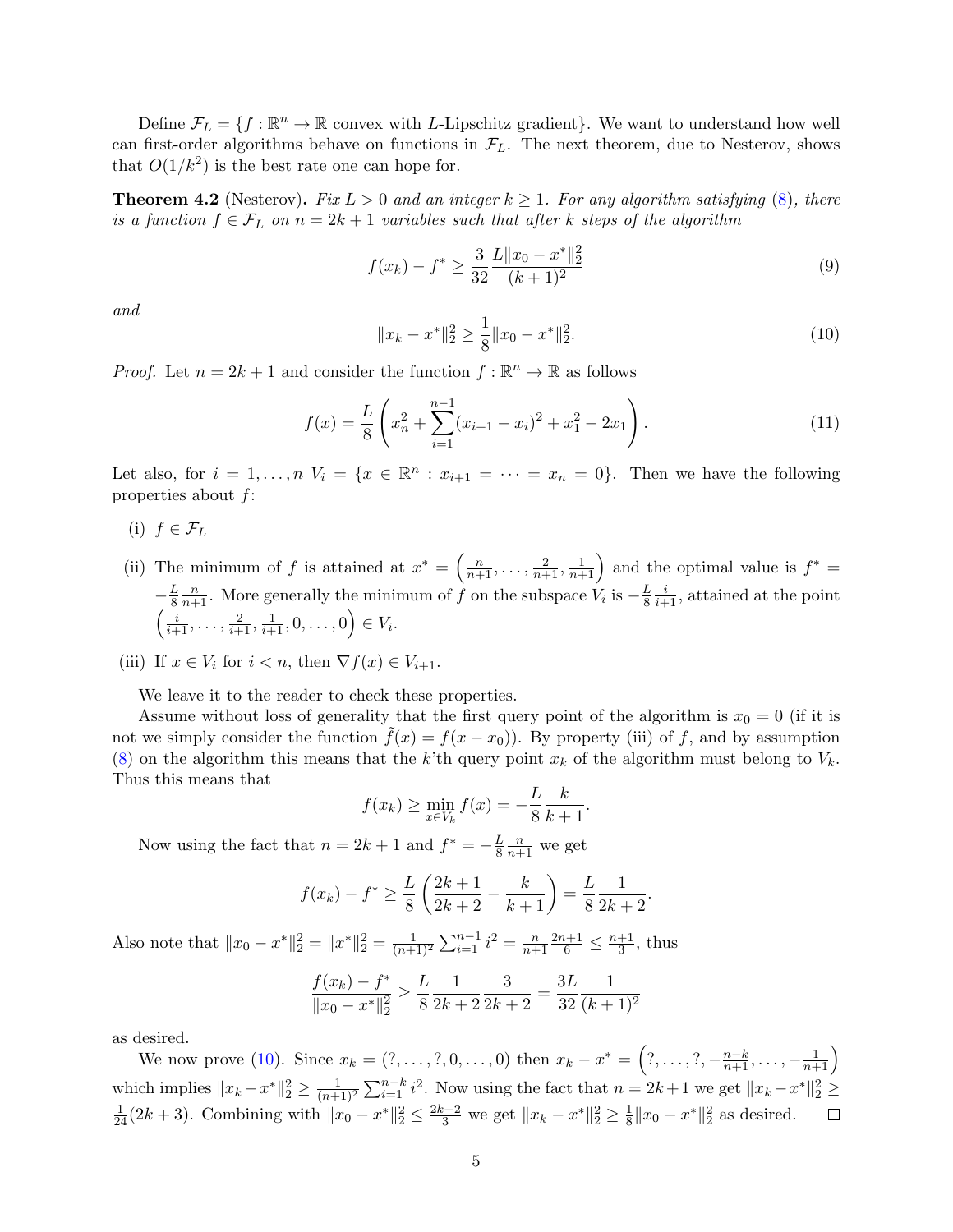Define $\mathcal{F}_L = \{f : \mathbb{R}^n \to \mathbb{R}$ convex with $L$-Lipschitz gradient$\}$. We want to understand how well can first-order algorithms behave on functions in $\mathcal{F}_L$. The next theorem, due to Nesterov, shows that $O(1/k^2)$ is the best rate one can hope for.

**Theorem 4.2** (Nesterov)**.** *Fix $L > 0$ and an integer $k \geq 1$. For any algorithm satisfying (8), there is a function $f \in \mathcal{F}_L$ on $n = 2k + 1$ variables such that after $k$ steps of the algorithm*

$$f(x_k) - f^* \geq \frac{3}{32} \frac{L\|x_0 - x^*\|_2^2}{(k+1)^2} \tag{9}$$

*and*

$$\|x_k - x^*\|_2^2 \geq \frac{1}{8}\|x_0 - x^*\|_2^2. \tag{10}$$

*Proof.* Let $n = 2k + 1$ and consider the function $f : \mathbb{R}^n \to \mathbb{R}$ as follows

$$f(x) = \frac{L}{8}\left(x_n^2 + \sum_{i=1}^{n-1}(x_{i+1} - x_i)^2 + x_1^2 - 2x_1\right). \tag{11}$$

Let also, for $i = 1, \ldots, n$ $V_i = \{x \in \mathbb{R}^n : x_{i+1} = \cdots = x_n = 0\}$. Then we have the following properties about $f$:

(i) $f \in \mathcal{F}_L$

(ii) The minimum of $f$ is attained at $x^* = \left(\frac{n}{n+1}, \ldots, \frac{2}{n+1}, \frac{1}{n+1}\right)$ and the optimal value is $f^* = -\frac{L}{8}\frac{n}{n+1}$. More generally the minimum of $f$ on the subspace $V_i$ is $-\frac{L}{8}\frac{i}{i+1}$, attained at the point $\left(\frac{i}{i+1}, \ldots, \frac{2}{i+1}, \frac{1}{i+1}, 0, \ldots, 0\right) \in V_i$.

(iii) If $x \in V_i$ for $i < n$, then $\nabla f(x) \in V_{i+1}$.

We leave it to the reader to check these properties.

Assume without loss of generality that the first query point of the algorithm is $x_0 = 0$ (if it is not we simply consider the function $\tilde{f}(x) = f(x - x_0)$). By property (iii) of $f$, and by assumption (8) on the algorithm this means that the $k$'th query point $x_k$ of the algorithm must belong to $V_k$. Thus this means that

$$f(x_k) \geq \min_{x \in V_k} f(x) = -\frac{L}{8}\frac{k}{k+1}.$$

Now using the fact that $n = 2k + 1$ and $f^* = -\frac{L}{8}\frac{n}{n+1}$ we get

$$f(x_k) - f^* \geq \frac{L}{8}\left(\frac{2k+1}{2k+2} - \frac{k}{k+1}\right) = \frac{L}{8}\frac{1}{2k+2}.$$

Also note that $\|x_0 - x^*\|_2^2 = \|x^*\|_2^2 = \frac{1}{(n+1)^2}\sum_{i=1}^{n-1} i^2 = \frac{n}{n+1}\frac{2n+1}{6} \leq \frac{n+1}{3}$, thus

$$\frac{f(x_k) - f^*}{\|x_0 - x^*\|_2^2} \geq \frac{L}{8}\frac{1}{2k+2}\frac{3}{2k+2} = \frac{3L}{32}\frac{1}{(k+1)^2}$$

as desired.

We now prove (10). Since $x_k = (?, \ldots, ?, 0, \ldots, 0)$ then $x_k - x^* = \left(?, \ldots, ?, -\frac{n-k}{n+1}, \ldots, -\frac{1}{n+1}\right)$ which implies $\|x_k - x^*\|_2^2 \geq \frac{1}{(n+1)^2}\sum_{i=1}^{n-k} i^2$. Now using the fact that $n = 2k+1$ we get $\|x_k - x^*\|_2^2 \geq \frac{1}{24}(2k+3)$. Combining with $\|x_0 - x^*\|_2^2 \leq \frac{2k+2}{3}$ we get $\|x_k - x^*\|_2^2 \geq \frac{1}{8}\|x_0 - x^*\|_2^2$ as desired. $\square$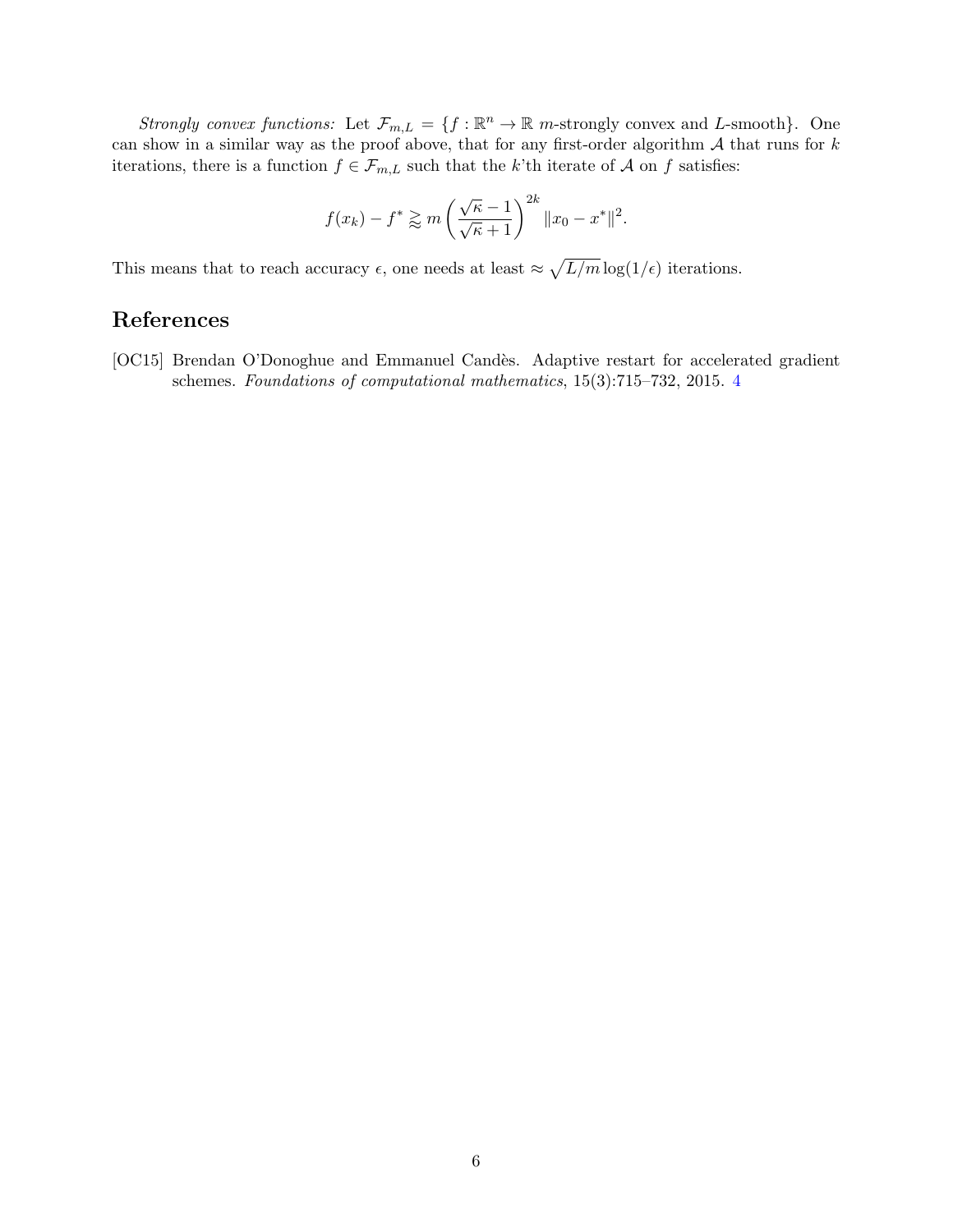*Strongly convex functions:* Let $\mathcal{F}_{m,L} = \{f : \mathbb{R}^n \to \mathbb{R}$ $m$-strongly convex and $L$-smooth$\}$. One can show in a similar way as the proof above, that for any first-order algorithm $\mathcal{A}$ that runs for $k$ iterations, there is a function $f \in \mathcal{F}_{m,L}$ such that the $k$'th iterate of $\mathcal{A}$ on $f$ satisfies:

$$f(x_k) - f^* \gtrapprox m \left( \frac{\sqrt{\kappa} - 1}{\sqrt{\kappa} + 1} \right)^{2k} \|x_0 - x^*\|^2.$$

This means that to reach accuracy $\epsilon$, one needs at least $\approx \sqrt{L/m} \log(1/\epsilon)$ iterations.

## References

[OC15] Brendan O'Donoghue and Emmanuel Candès. Adaptive restart for accelerated gradient schemes. *Foundations of computational mathematics*, 15(3):715–732, 2015. 4